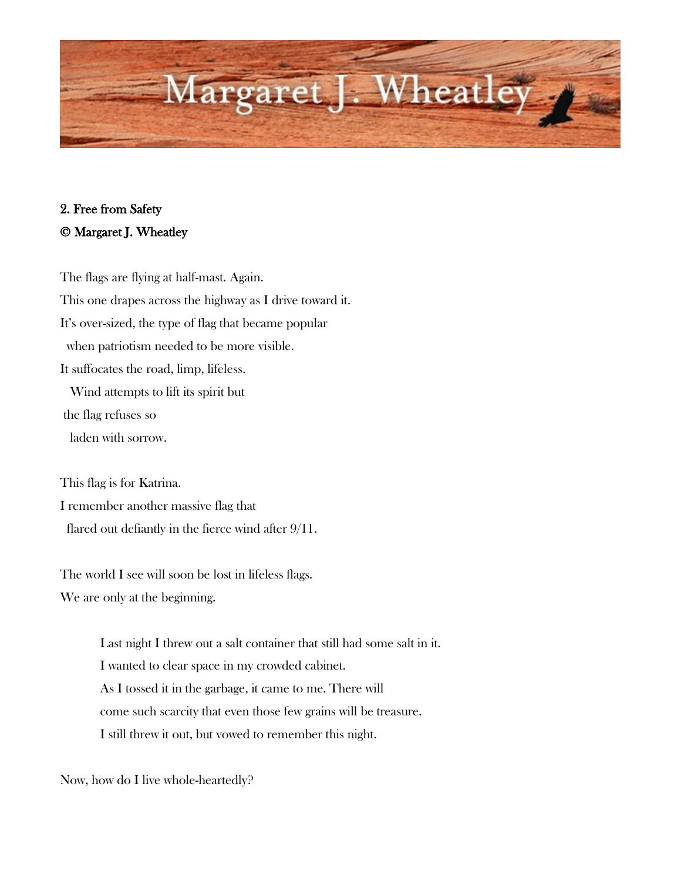# Margaret J. Wheatley

## 2. Free from Safety

**© Margaret J. Wheatley**

The flags are flying at half-mast. Again.
This one drapes across the highway as I drive toward it.
It's over-sized, the type of flag that became popular
  when patriotism needed to be more visible.
It suffocates the road, limp, lifeless.
   Wind attempts to lift its spirit but
 the flag refuses so
   laden with sorrow.

This flag is for Katrina.
I remember another massive flag that
  flared out defiantly in the fierce wind after 9/11.

The world I see will soon be lost in lifeless flags.
We are only at the beginning.

> Last night I threw out a salt container that still had some salt in it.
> I wanted to clear space in my crowded cabinet.
> As I tossed it in the garbage, it came to me. There will
> come such scarcity that even those few grains will be treasure.
> I still threw it out, but vowed to remember this night.

Now, how do I live whole-heartedly?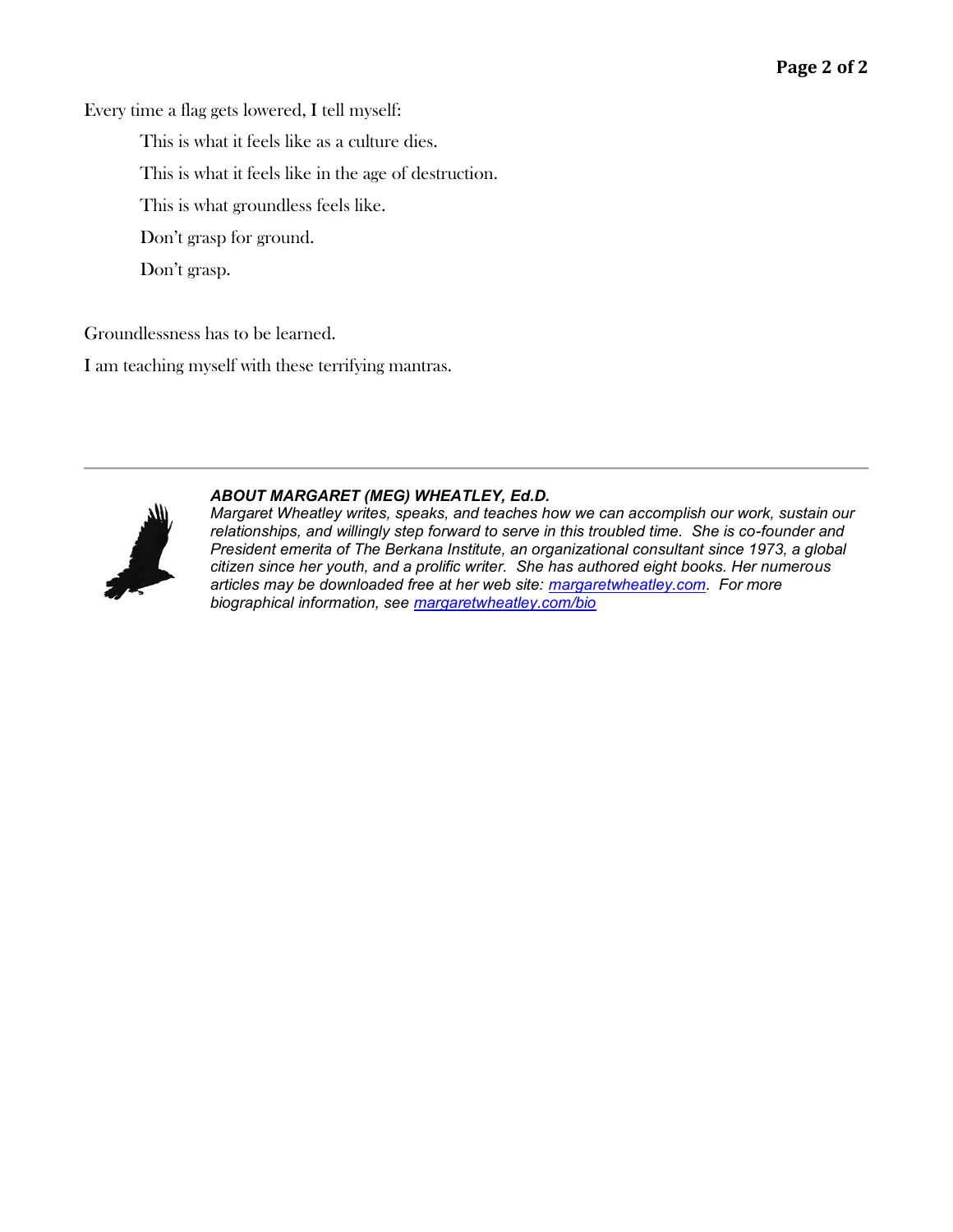Every time a flag gets lowered, I tell myself:

> This is what it feels like as a culture dies.
>
> This is what it feels like in the age of destruction.
>
> This is what groundless feels like.
>
> Don't grasp for ground.
>
> Don't grasp.

Groundlessness has to be learned.

I am teaching myself with these terrifying mantras.

---

***ABOUT MARGARET (MEG) WHEATLEY, Ed.D.***

*Margaret Wheatley writes, speaks, and teaches how we can accomplish our work, sustain our relationships, and willingly step forward to serve in this troubled time. She is co-founder and President emerita of The Berkana Institute, an organizational consultant since 1973, a global citizen since her youth, and a prolific writer. She has authored eight books. Her numerous articles may be downloaded free at her web site: [margaretwheatley.com](margaretwheatley.com). For more biographical information, see [margaretwheatley.com/bio](margaretwheatley.com/bio)*